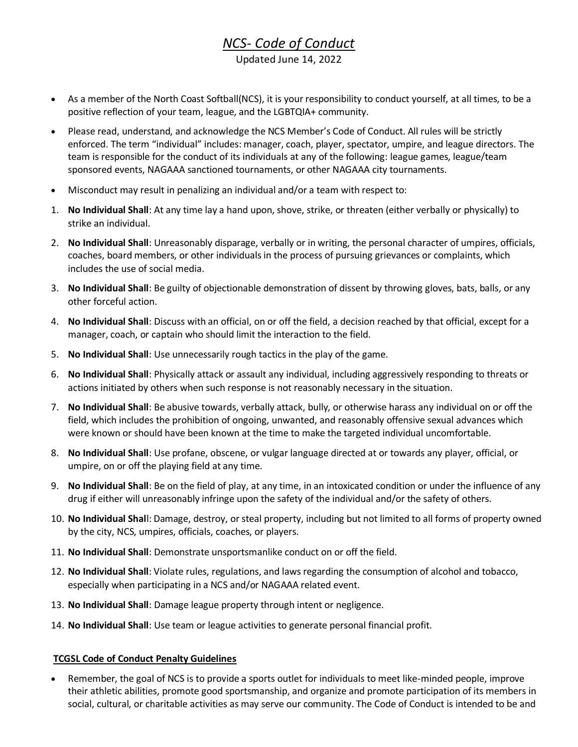# *NCS- Code of Conduct*

Updated June 14, 2022

- As a member of the North Coast Softball(NCS), it is your responsibility to conduct yourself, at all times, to be a positive reflection of your team, league, and the LGBTQIA+ community.
- Please read, understand, and acknowledge the NCS Member's Code of Conduct. All rules will be strictly enforced. The term "individual" includes: manager, coach, player, spectator, umpire, and league directors. The team is responsible for the conduct of its individuals at any of the following: league games, league/team sponsored events, NAGAAA sanctioned tournaments, or other NAGAAA city tournaments.
- Misconduct may result in penalizing an individual and/or a team with respect to:

1. **No Individual Shall**: At any time lay a hand upon, shove, strike, or threaten (either verbally or physically) to strike an individual.
2. **No Individual Shall**: Unreasonably disparage, verbally or in writing, the personal character of umpires, officials, coaches, board members, or other individuals in the process of pursuing grievances or complaints, which includes the use of social media.
3. **No Individual Shall**: Be guilty of objectionable demonstration of dissent by throwing gloves, bats, balls, or any other forceful action.
4. **No Individual Shall**: Discuss with an official, on or off the field, a decision reached by that official, except for a manager, coach, or captain who should limit the interaction to the field.
5. **No Individual Shall**: Use unnecessarily rough tactics in the play of the game.
6. **No Individual Shall**: Physically attack or assault any individual, including aggressively responding to threats or actions initiated by others when such response is not reasonably necessary in the situation.
7. **No Individual Shall**: Be abusive towards, verbally attack, bully, or otherwise harass any individual on or off the field, which includes the prohibition of ongoing, unwanted, and reasonably offensive sexual advances which were known or should have been known at the time to make the targeted individual uncomfortable.
8. **No Individual Shall**: Use profane, obscene, or vulgar language directed at or towards any player, official, or umpire, on or off the playing field at any time.
9. **No Individual Shall**: Be on the field of play, at any time, in an intoxicated condition or under the influence of any drug if either will unreasonably infringe upon the safety of the individual and/or the safety of others.
10. **No Individual Shal**l: Damage, destroy, or steal property, including but not limited to all forms of property owned by the city, NCS, umpires, officials, coaches, or players.
11. **No Individual Shall**: Demonstrate unsportsmanlike conduct on or off the field.
12. **No Individual Shall**: Violate rules, regulations, and laws regarding the consumption of alcohol and tobacco, especially when participating in a NCS and/or NAGAAA related event.
13. **No Individual Shall**: Damage league property through intent or negligence.
14. **No Individual Shall**: Use team or league activities to generate personal financial profit.

**TCGSL Code of Conduct Penalty Guidelines**

- Remember, the goal of NCS is to provide a sports outlet for individuals to meet like-minded people, improve their athletic abilities, promote good sportsmanship, and organize and promote participation of its members in social, cultural, or charitable activities as may serve our community. The Code of Conduct is intended to be and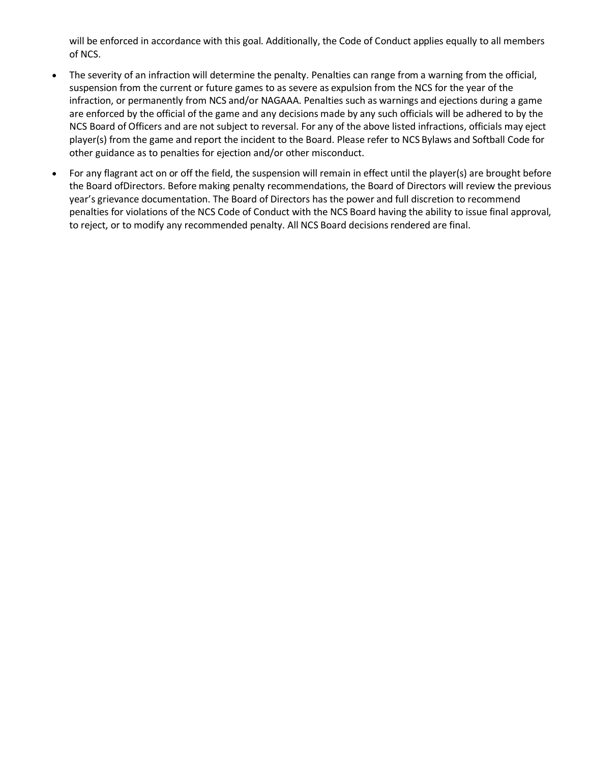will be enforced in accordance with this goal. Additionally, the Code of Conduct applies equally to all members of NCS.

- The severity of an infraction will determine the penalty. Penalties can range from a warning from the official, suspension from the current or future games to as severe as expulsion from the NCS for the year of the infraction, or permanently from NCS and/or NAGAAA. Penalties such as warnings and ejections during a game are enforced by the official of the game and any decisions made by any such officials will be adhered to by the NCS Board of Officers and are not subject to reversal. For any of the above listed infractions, officials may eject player(s) from the game and report the incident to the Board. Please refer to NCS Bylaws and Softball Code for other guidance as to penalties for ejection and/or other misconduct.
- For any flagrant act on or off the field, the suspension will remain in effect until the player(s) are brought before the Board ofDirectors. Before making penalty recommendations, the Board of Directors will review the previous year's grievance documentation. The Board of Directors has the power and full discretion to recommend penalties for violations of the NCS Code of Conduct with the NCS Board having the ability to issue final approval, to reject, or to modify any recommended penalty. All NCS Board decisions rendered are final.